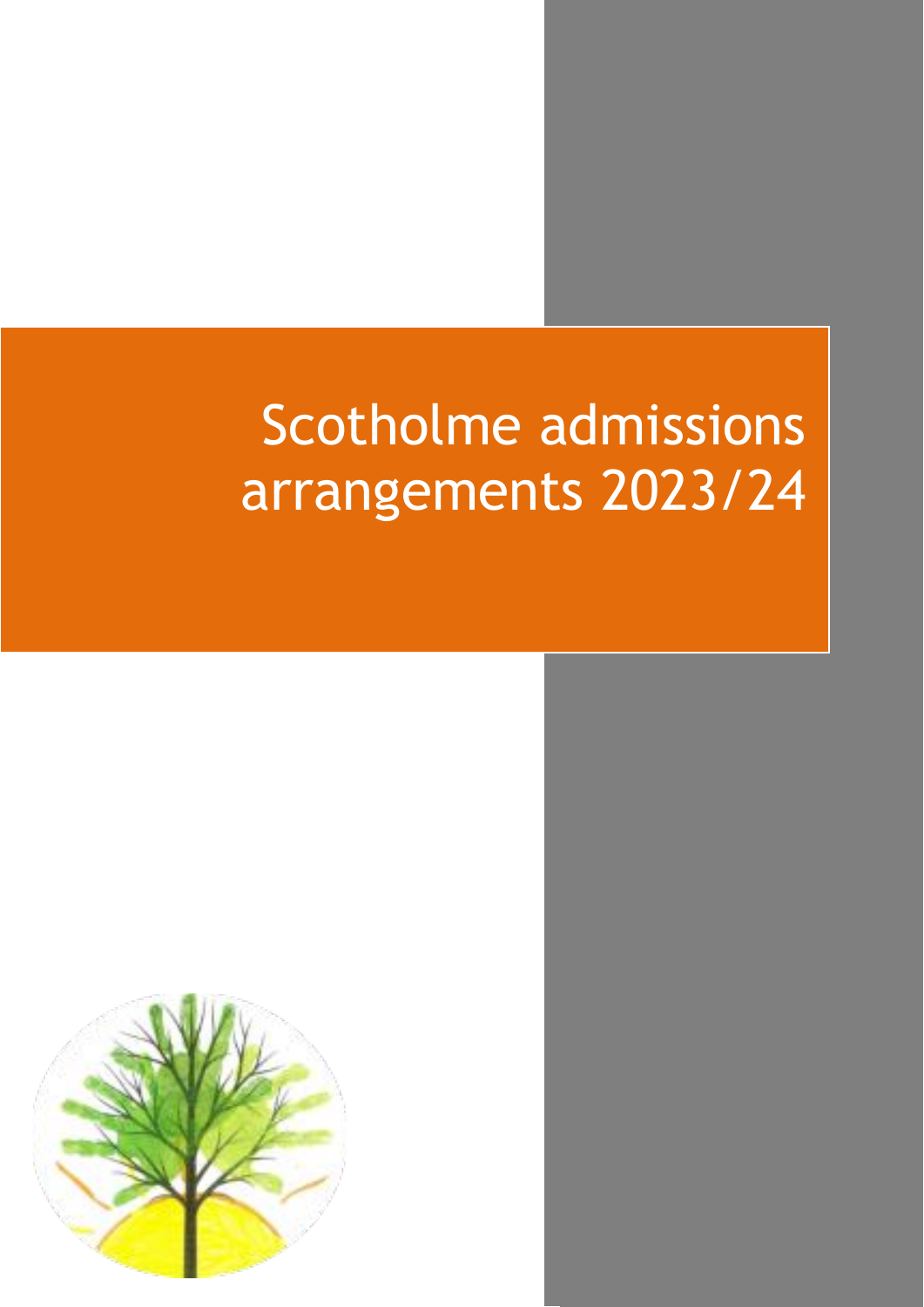# Scotholme admissions arrangements 2023/24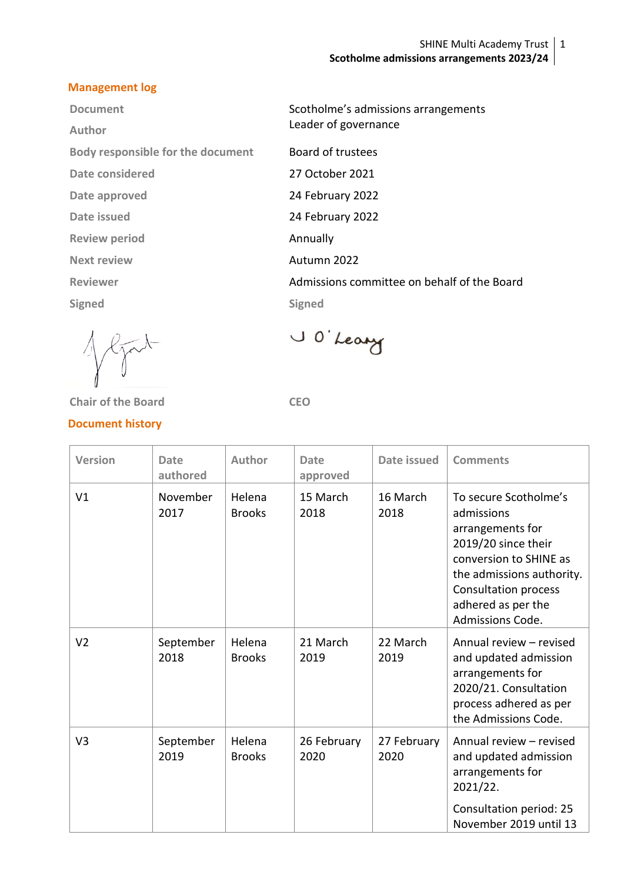## Management log

| | |
|---|---|
| Document | Scotholme's admissions arrangements |
| Author | Leader of governance |
| Body responsible for the document | Board of trustees |
| Date considered | 27 October 2021 |
| Date approved | 24 February 2022 |
| Date issued | 24 February 2022 |
| Review period | Annually |
| Next review | Autumn 2022 |
| Reviewer | Admissions committee on behalf of the Board |
| Signed | Signed |

Chair of the Board

CEO

## Document history

| Version | Date authored | Author | Date approved | Date issued | Comments |
|---|---|---|---|---|---|
| V1 | November 2017 | Helena Brooks | 15 March 2018 | 16 March 2018 | To secure Scotholme's admissions arrangements for 2019/20 since their conversion to SHINE as the admissions authority. Consultation process adhered as per the Admissions Code. |
| V2 | September 2018 | Helena Brooks | 21 March 2019 | 22 March 2019 | Annual review – revised and updated admission arrangements for 2020/21. Consultation process adhered as per the Admissions Code. |
| V3 | September 2019 | Helena Brooks | 26 February 2020 | 27 February 2020 | Annual review – revised and updated admission arrangements for 2021/22. Consultation period: 25 November 2019 until 13 |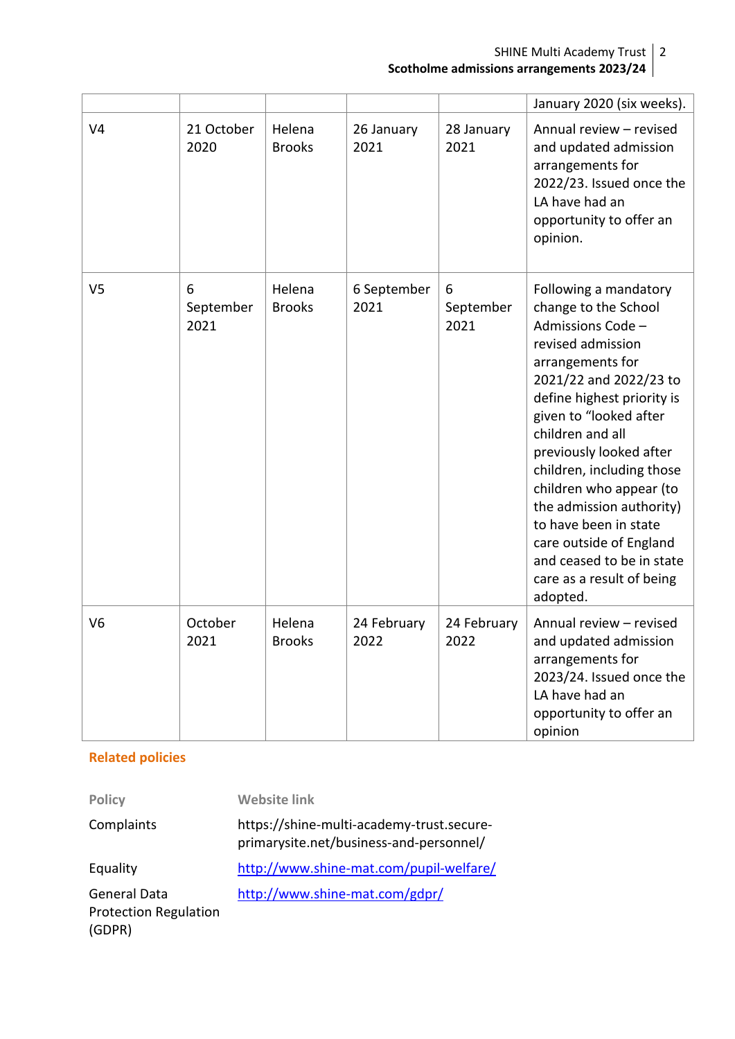| | | | | | January 2020 (six weeks). |
|---|---|---|---|---|---|
| V4 | 21 October 2020 | Helena Brooks | 26 January 2021 | 28 January 2021 | Annual review – revised and updated admission arrangements for 2022/23. Issued once the LA have had an opportunity to offer an opinion. |
| V5 | 6 September 2021 | Helena Brooks | 6 September 2021 | 6 September 2021 | Following a mandatory change to the School Admissions Code – revised admission arrangements for 2021/22 and 2022/23 to define highest priority is given to "looked after children and all previously looked after children, including those children who appear (to the admission authority) to have been in state care outside of England and ceased to be in state care as a result of being adopted. |
| V6 | October 2021 | Helena Brooks | 24 February 2022 | 24 February 2022 | Annual review – revised and updated admission arrangements for 2023/24. Issued once the LA have had an opportunity to offer an opinion |

## Related policies

| Policy | Website link |
|---|---|
| Complaints | https://shine-multi-academy-trust.secure-primarysite.net/business-and-personnel/ |
| Equality | http://www.shine-mat.com/pupil-welfare/ |
| General Data Protection Regulation (GDPR) | http://www.shine-mat.com/gdpr/ |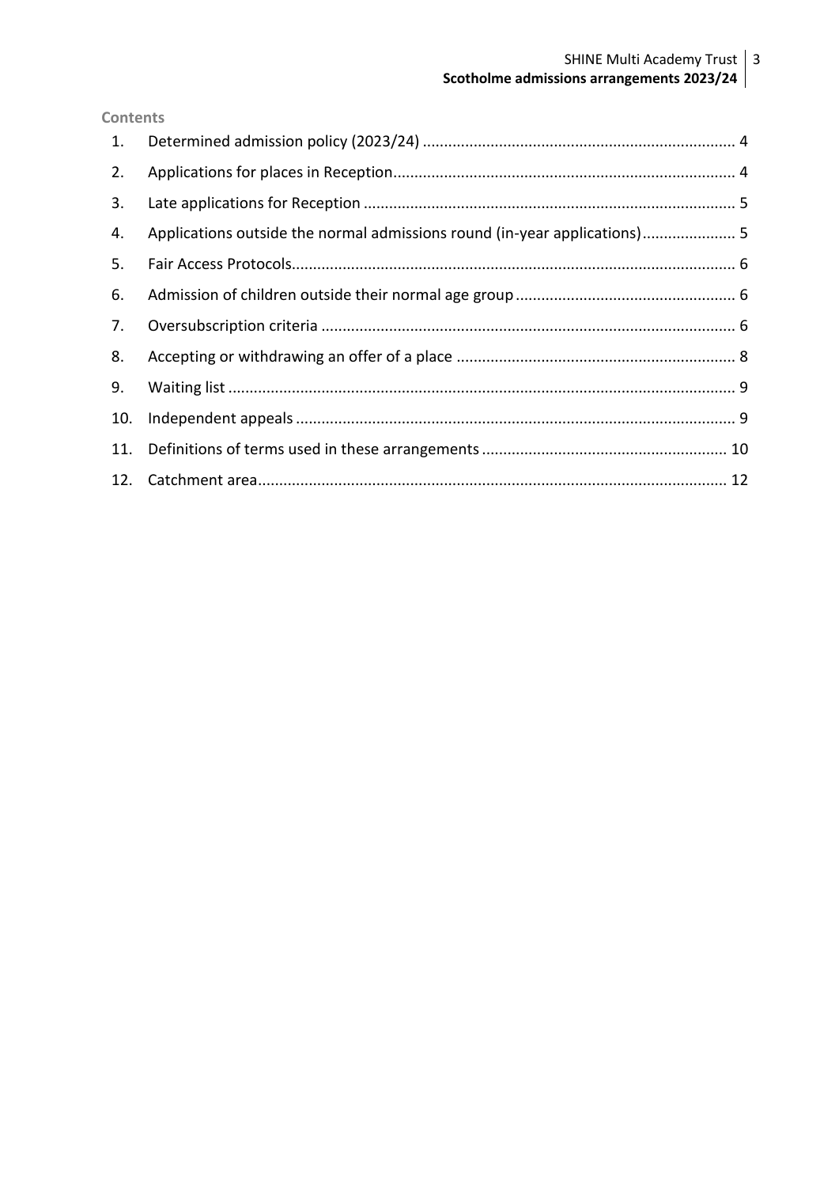**Contents**

1. Determined admission policy (2023/24) ........................................................................ 4
2. Applications for places in Reception................................................................................ 4
3. Late applications for Reception ....................................................................................... 5
4. Applications outside the normal admissions round (in-year applications)...................... 5
5. Fair Access Protocols........................................................................................................ 6
6. Admission of children outside their normal age group .................................................... 6
7. Oversubscription criteria ................................................................................................. 6
8. Accepting or withdrawing an offer of a place ................................................................. 8
9. Waiting list ....................................................................................................................... 9
10. Independent appeals ....................................................................................................... 9
11. Definitions of terms used in these arrangements .......................................................... 10
12. Catchment area.............................................................................................................. 12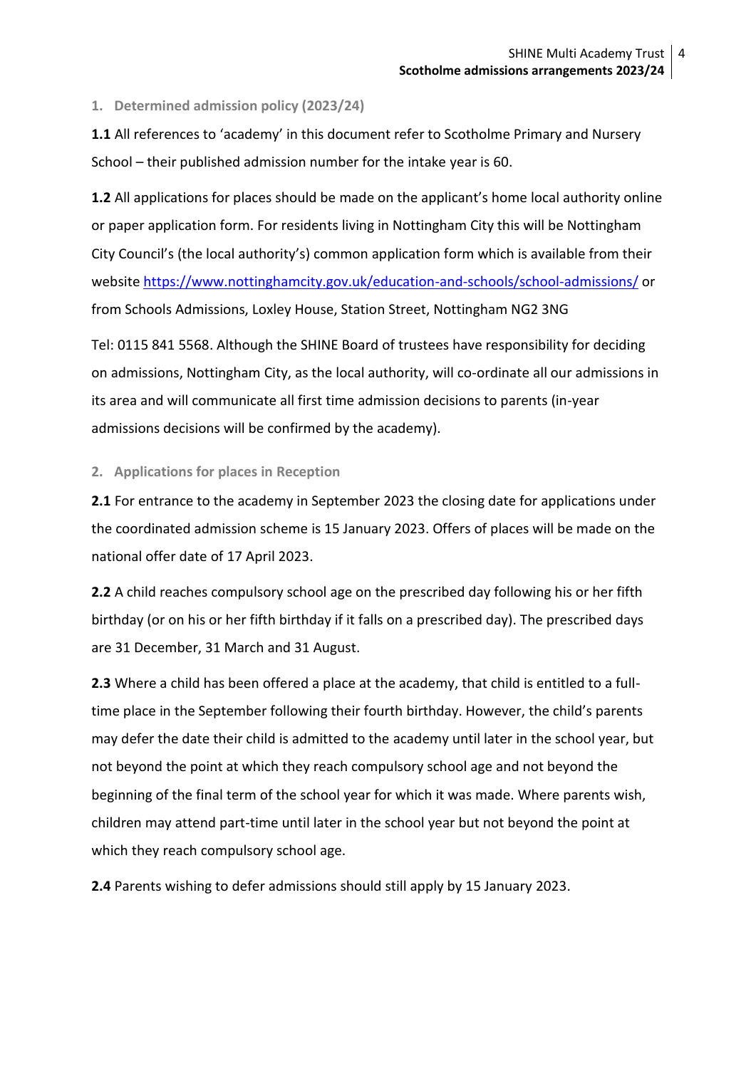## 1. Determined admission policy (2023/24)

**1.1** All references to 'academy' in this document refer to Scotholme Primary and Nursery School – their published admission number for the intake year is 60.

**1.2** All applications for places should be made on the applicant's home local authority online or paper application form. For residents living in Nottingham City this will be Nottingham City Council's (the local authority's) common application form which is available from their website https://www.nottinghamcity.gov.uk/education-and-schools/school-admissions/ or from Schools Admissions, Loxley House, Station Street, Nottingham NG2 3NG

Tel: 0115 841 5568. Although the SHINE Board of trustees have responsibility for deciding on admissions, Nottingham City, as the local authority, will co-ordinate all our admissions in its area and will communicate all first time admission decisions to parents (in-year admissions decisions will be confirmed by the academy).

## 2. Applications for places in Reception

**2.1** For entrance to the academy in September 2023 the closing date for applications under the coordinated admission scheme is 15 January 2023. Offers of places will be made on the national offer date of 17 April 2023.

**2.2** A child reaches compulsory school age on the prescribed day following his or her fifth birthday (or on his or her fifth birthday if it falls on a prescribed day). The prescribed days are 31 December, 31 March and 31 August.

**2.3** Where a child has been offered a place at the academy, that child is entitled to a full-time place in the September following their fourth birthday. However, the child's parents may defer the date their child is admitted to the academy until later in the school year, but not beyond the point at which they reach compulsory school age and not beyond the beginning of the final term of the school year for which it was made. Where parents wish, children may attend part-time until later in the school year but not beyond the point at which they reach compulsory school age.

**2.4** Parents wishing to defer admissions should still apply by 15 January 2023.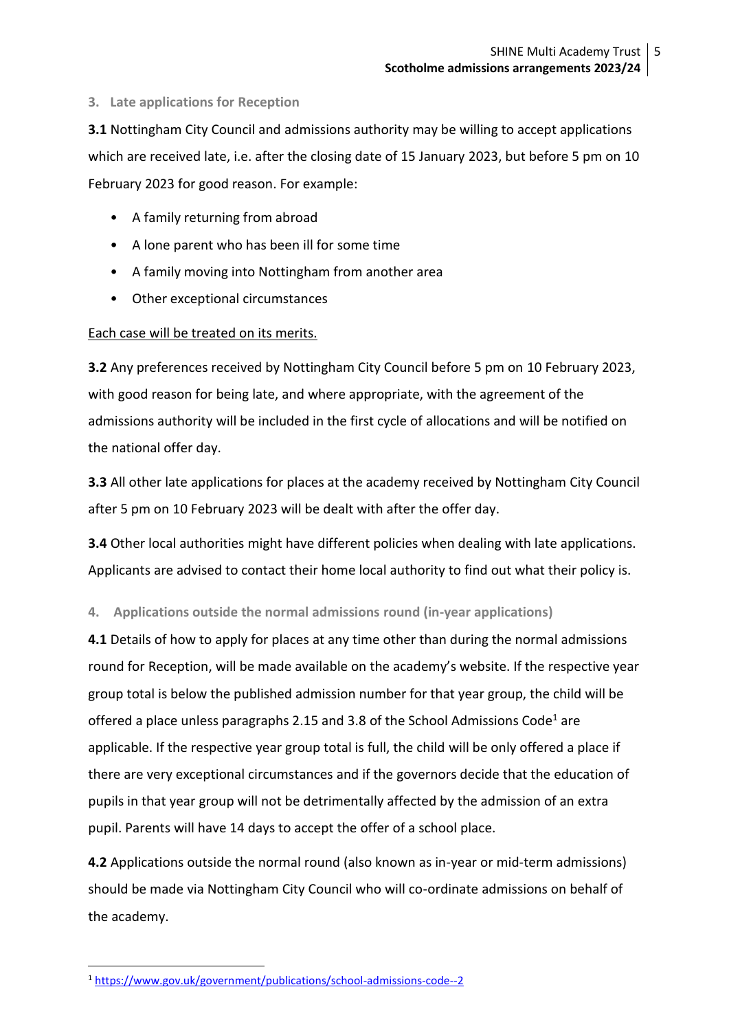## 3. Late applications for Reception

**3.1** Nottingham City Council and admissions authority may be willing to accept applications which are received late, i.e. after the closing date of 15 January 2023, but before 5 pm on 10 February 2023 for good reason. For example:

- A family returning from abroad
- A lone parent who has been ill for some time
- A family moving into Nottingham from another area
- Other exceptional circumstances

<u>Each case will be treated on its merits.</u>

**3.2** Any preferences received by Nottingham City Council before 5 pm on 10 February 2023, with good reason for being late, and where appropriate, with the agreement of the admissions authority will be included in the first cycle of allocations and will be notified on the national offer day.

**3.3** All other late applications for places at the academy received by Nottingham City Council after 5 pm on 10 February 2023 will be dealt with after the offer day.

**3.4** Other local authorities might have different policies when dealing with late applications. Applicants are advised to contact their home local authority to find out what their policy is.

## 4. Applications outside the normal admissions round (in-year applications)

**4.1** Details of how to apply for places at any time other than during the normal admissions round for Reception, will be made available on the academy's website. If the respective year group total is below the published admission number for that year group, the child will be offered a place unless paragraphs 2.15 and 3.8 of the School Admissions Code[1] are applicable. If the respective year group total is full, the child will be only offered a place if there are very exceptional circumstances and if the governors decide that the education of pupils in that year group will not be detrimentally affected by the admission of an extra pupil. Parents will have 14 days to accept the offer of a school place.

**4.2** Applications outside the normal round (also known as in-year or mid-term admissions) should be made via Nottingham City Council who will co-ordinate admissions on behalf of the academy.

---

[1] https://www.gov.uk/government/publications/school-admissions-code--2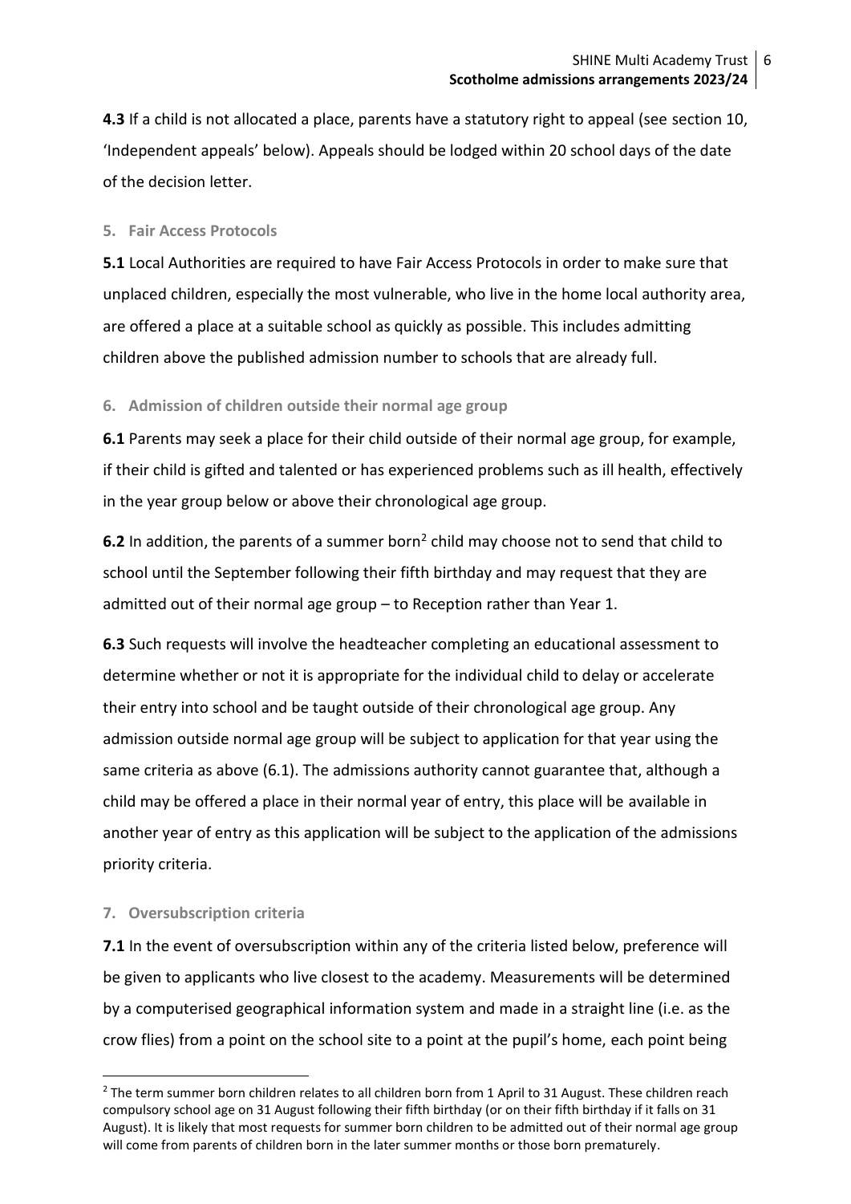**4.3** If a child is not allocated a place, parents have a statutory right to appeal (see section 10, 'Independent appeals' below). Appeals should be lodged within 20 school days of the date of the decision letter.

## 5. Fair Access Protocols

**5.1** Local Authorities are required to have Fair Access Protocols in order to make sure that unplaced children, especially the most vulnerable, who live in the home local authority area, are offered a place at a suitable school as quickly as possible. This includes admitting children above the published admission number to schools that are already full.

## 6. Admission of children outside their normal age group

**6.1** Parents may seek a place for their child outside of their normal age group, for example, if their child is gifted and talented or has experienced problems such as ill health, effectively in the year group below or above their chronological age group.

**6.2** In addition, the parents of a summer born[2] child may choose not to send that child to school until the September following their fifth birthday and may request that they are admitted out of their normal age group – to Reception rather than Year 1.

**6.3** Such requests will involve the headteacher completing an educational assessment to determine whether or not it is appropriate for the individual child to delay or accelerate their entry into school and be taught outside of their chronological age group. Any admission outside normal age group will be subject to application for that year using the same criteria as above (6.1). The admissions authority cannot guarantee that, although a child may be offered a place in their normal year of entry, this place will be available in another year of entry as this application will be subject to the application of the admissions priority criteria.

## 7. Oversubscription criteria

**7.1** In the event of oversubscription within any of the criteria listed below, preference will be given to applicants who live closest to the academy. Measurements will be determined by a computerised geographical information system and made in a straight line (i.e. as the crow flies) from a point on the school site to a point at the pupil's home, each point being

---

[2] The term summer born children relates to all children born from 1 April to 31 August. These children reach compulsory school age on 31 August following their fifth birthday (or on their fifth birthday if it falls on 31 August). It is likely that most requests for summer born children to be admitted out of their normal age group will come from parents of children born in the later summer months or those born prematurely.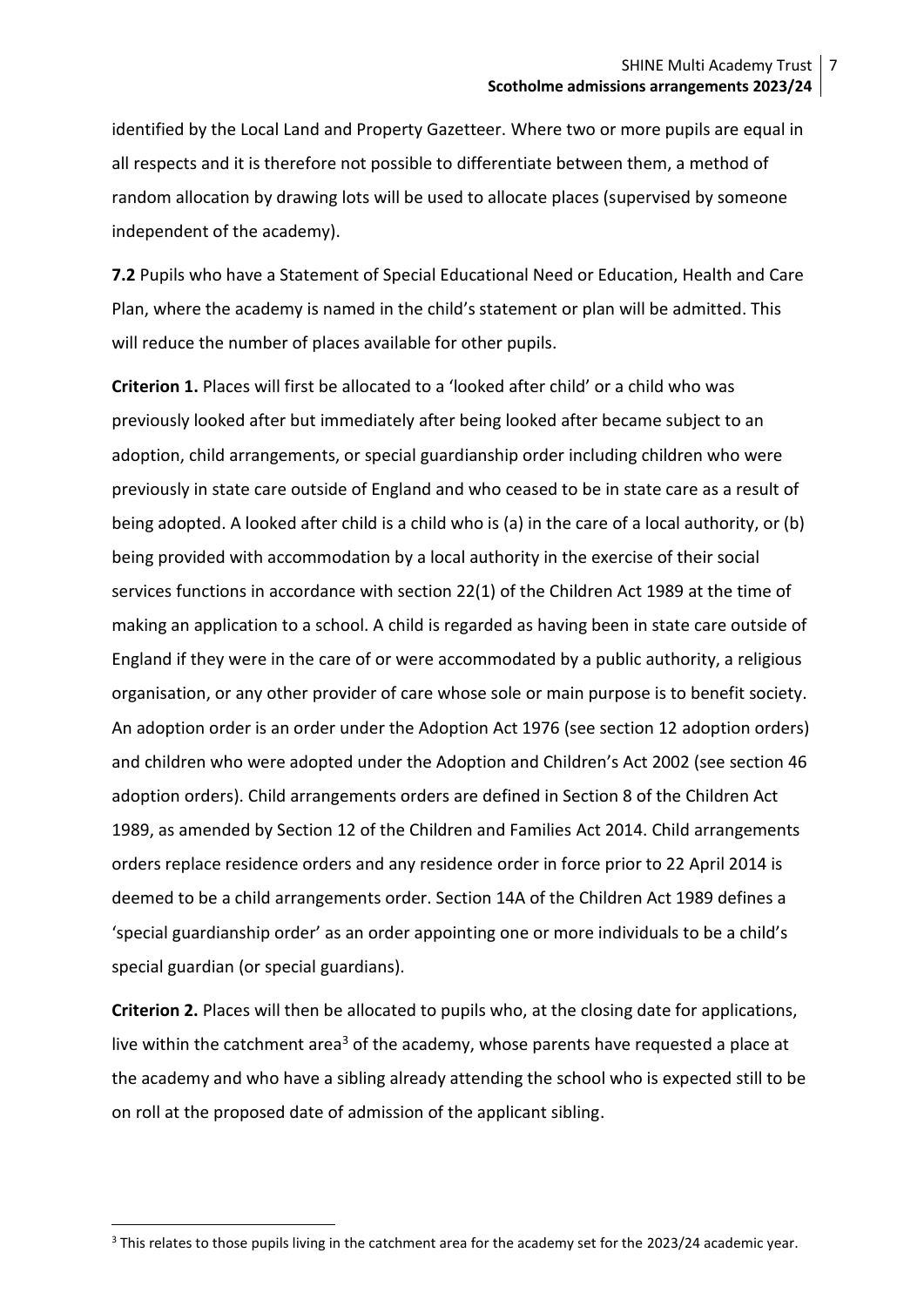identified by the Local Land and Property Gazetteer. Where two or more pupils are equal in all respects and it is therefore not possible to differentiate between them, a method of random allocation by drawing lots will be used to allocate places (supervised by someone independent of the academy).

**7.2** Pupils who have a Statement of Special Educational Need or Education, Health and Care Plan, where the academy is named in the child's statement or plan will be admitted. This will reduce the number of places available for other pupils.

**Criterion 1.** Places will first be allocated to a 'looked after child' or a child who was previously looked after but immediately after being looked after became subject to an adoption, child arrangements, or special guardianship order including children who were previously in state care outside of England and who ceased to be in state care as a result of being adopted. A looked after child is a child who is (a) in the care of a local authority, or (b) being provided with accommodation by a local authority in the exercise of their social services functions in accordance with section 22(1) of the Children Act 1989 at the time of making an application to a school. A child is regarded as having been in state care outside of England if they were in the care of or were accommodated by a public authority, a religious organisation, or any other provider of care whose sole or main purpose is to benefit society. An adoption order is an order under the Adoption Act 1976 (see section 12 adoption orders) and children who were adopted under the Adoption and Children's Act 2002 (see section 46 adoption orders). Child arrangements orders are defined in Section 8 of the Children Act 1989, as amended by Section 12 of the Children and Families Act 2014. Child arrangements orders replace residence orders and any residence order in force prior to 22 April 2014 is deemed to be a child arrangements order. Section 14A of the Children Act 1989 defines a 'special guardianship order' as an order appointing one or more individuals to be a child's special guardian (or special guardians).

**Criterion 2.** Places will then be allocated to pupils who, at the closing date for applications, live within the catchment area[3] of the academy, whose parents have requested a place at the academy and who have a sibling already attending the school who is expected still to be on roll at the proposed date of admission of the applicant sibling.

---

[3] This relates to those pupils living in the catchment area for the academy set for the 2023/24 academic year.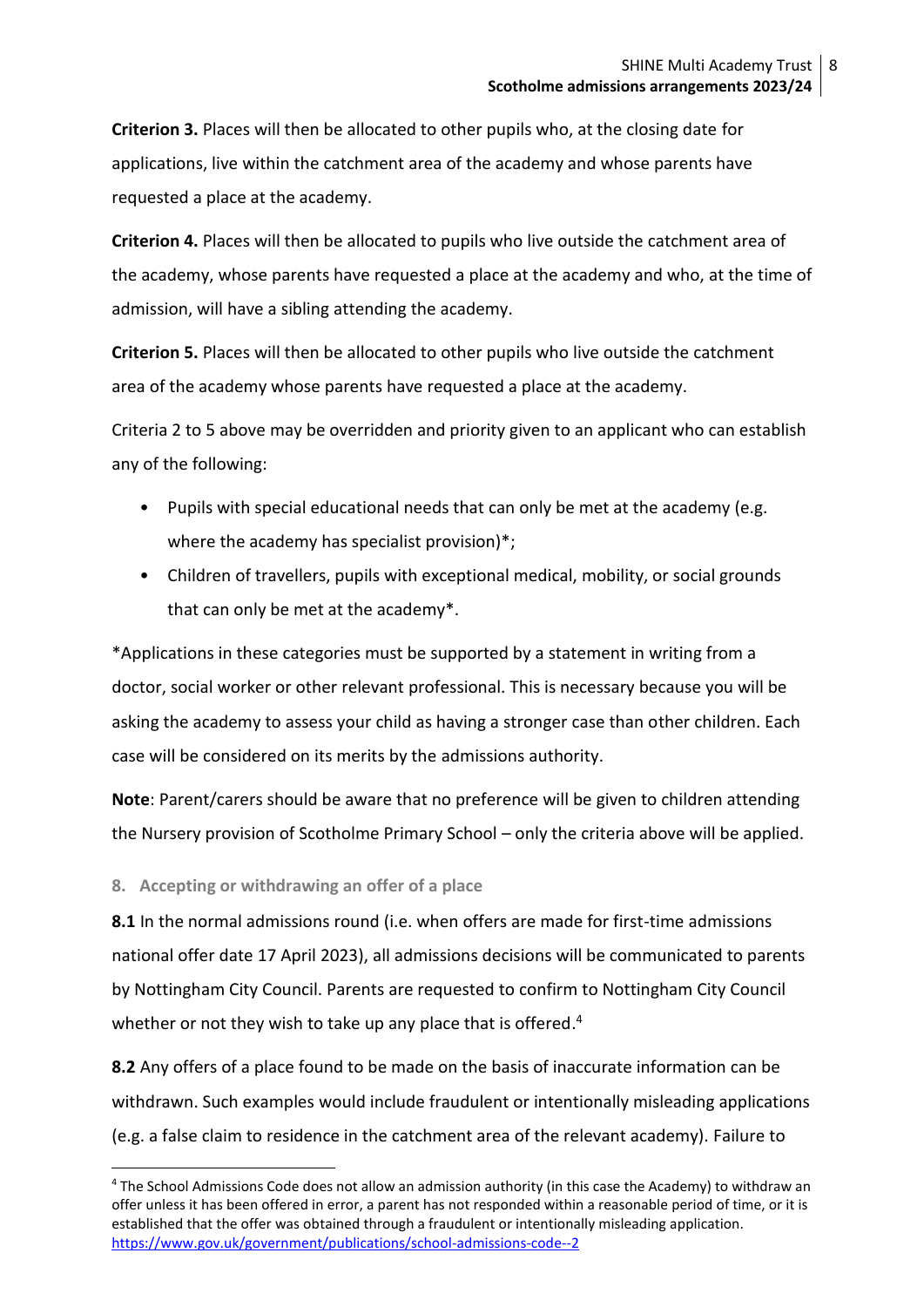**Criterion 3.** Places will then be allocated to other pupils who, at the closing date for applications, live within the catchment area of the academy and whose parents have requested a place at the academy.

**Criterion 4.** Places will then be allocated to pupils who live outside the catchment area of the academy, whose parents have requested a place at the academy and who, at the time of admission, will have a sibling attending the academy.

**Criterion 5.** Places will then be allocated to other pupils who live outside the catchment area of the academy whose parents have requested a place at the academy.

Criteria 2 to 5 above may be overridden and priority given to an applicant who can establish any of the following:

- Pupils with special educational needs that can only be met at the academy (e.g. where the academy has specialist provision)*;
- Children of travellers, pupils with exceptional medical, mobility, or social grounds that can only be met at the academy*.

*Applications in these categories must be supported by a statement in writing from a doctor, social worker or other relevant professional. This is necessary because you will be asking the academy to assess your child as having a stronger case than other children. Each case will be considered on its merits by the admissions authority.

**Note**: Parent/carers should be aware that no preference will be given to children attending the Nursery provision of Scotholme Primary School – only the criteria above will be applied.

## 8. Accepting or withdrawing an offer of a place

**8.1** In the normal admissions round (i.e. when offers are made for first-time admissions national offer date 17 April 2023), all admissions decisions will be communicated to parents by Nottingham City Council. Parents are requested to confirm to Nottingham City Council whether or not they wish to take up any place that is offered.[4]

**8.2** Any offers of a place found to be made on the basis of inaccurate information can be withdrawn. Such examples would include fraudulent or intentionally misleading applications (e.g. a false claim to residence in the catchment area of the relevant academy). Failure to

[4] The School Admissions Code does not allow an admission authority (in this case the Academy) to withdraw an offer unless it has been offered in error, a parent has not responded within a reasonable period of time, or it is established that the offer was obtained through a fraudulent or intentionally misleading application. https://www.gov.uk/government/publications/school-admissions-code--2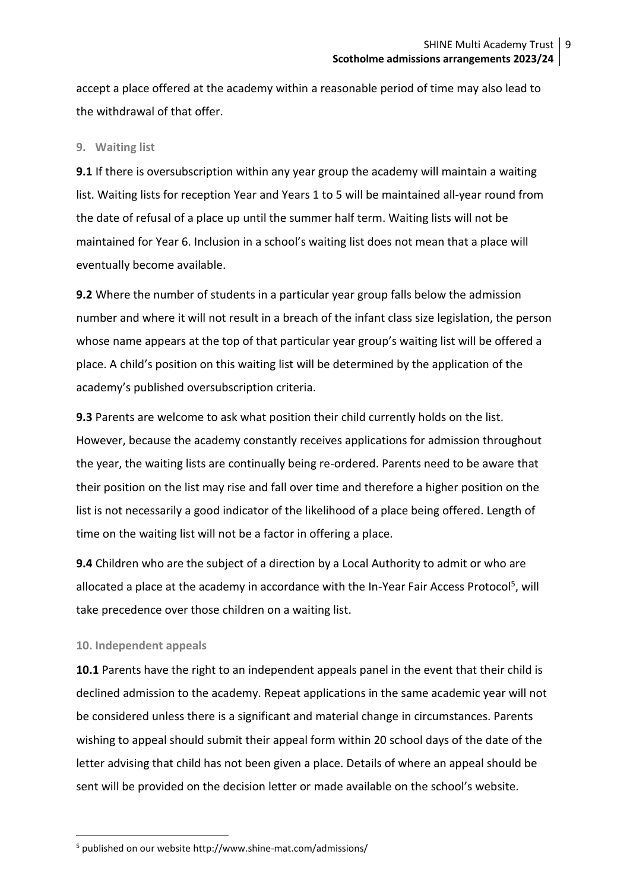accept a place offered at the academy within a reasonable period of time may also lead to the withdrawal of that offer.

## 9. Waiting list

**9.1** If there is oversubscription within any year group the academy will maintain a waiting list. Waiting lists for reception Year and Years 1 to 5 will be maintained all-year round from the date of refusal of a place up until the summer half term. Waiting lists will not be maintained for Year 6. Inclusion in a school's waiting list does not mean that a place will eventually become available.

**9.2** Where the number of students in a particular year group falls below the admission number and where it will not result in a breach of the infant class size legislation, the person whose name appears at the top of that particular year group's waiting list will be offered a place. A child's position on this waiting list will be determined by the application of the academy's published oversubscription criteria.

**9.3** Parents are welcome to ask what position their child currently holds on the list. However, because the academy constantly receives applications for admission throughout the year, the waiting lists are continually being re-ordered. Parents need to be aware that their position on the list may rise and fall over time and therefore a higher position on the list is not necessarily a good indicator of the likelihood of a place being offered. Length of time on the waiting list will not be a factor in offering a place.

**9.4** Children who are the subject of a direction by a Local Authority to admit or who are allocated a place at the academy in accordance with the In-Year Fair Access Protocol[5], will take precedence over those children on a waiting list.

## 10. Independent appeals

**10.1** Parents have the right to an independent appeals panel in the event that their child is declined admission to the academy. Repeat applications in the same academic year will not be considered unless there is a significant and material change in circumstances. Parents wishing to appeal should submit their appeal form within 20 school days of the date of the letter advising that child has not been given a place. Details of where an appeal should be sent will be provided on the decision letter or made available on the school's website.

---

[5] published on our website http://www.shine-mat.com/admissions/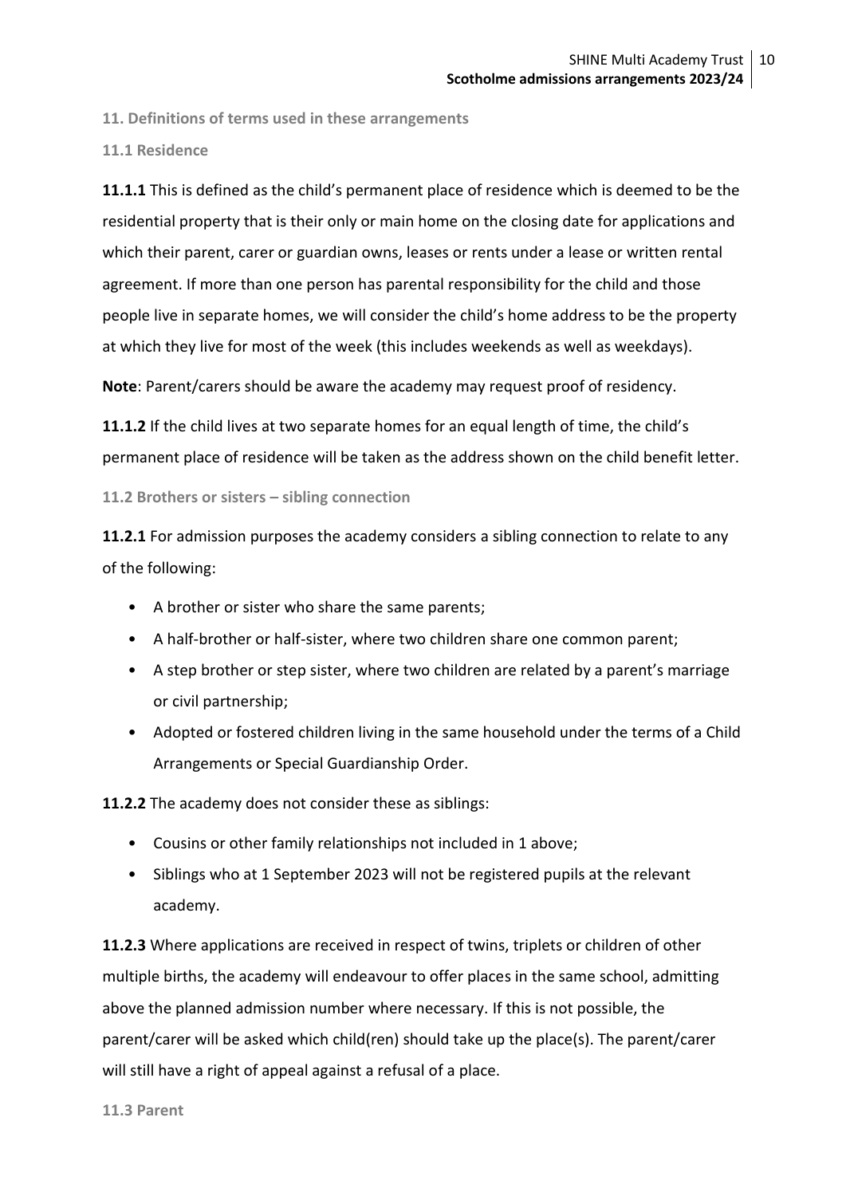## 11. Definitions of terms used in these arrangements

### 11.1 Residence

**11.1.1** This is defined as the child's permanent place of residence which is deemed to be the residential property that is their only or main home on the closing date for applications and which their parent, carer or guardian owns, leases or rents under a lease or written rental agreement. If more than one person has parental responsibility for the child and those people live in separate homes, we will consider the child's home address to be the property at which they live for most of the week (this includes weekends as well as weekdays).

**Note**: Parent/carers should be aware the academy may request proof of residency.

**11.1.2** If the child lives at two separate homes for an equal length of time, the child's permanent place of residence will be taken as the address shown on the child benefit letter.

### 11.2 Brothers or sisters – sibling connection

**11.2.1** For admission purposes the academy considers a sibling connection to relate to any of the following:

- A brother or sister who share the same parents;
- A half-brother or half-sister, where two children share one common parent;
- A step brother or step sister, where two children are related by a parent's marriage or civil partnership;
- Adopted or fostered children living in the same household under the terms of a Child Arrangements or Special Guardianship Order.

**11.2.2** The academy does not consider these as siblings:

- Cousins or other family relationships not included in 1 above;
- Siblings who at 1 September 2023 will not be registered pupils at the relevant academy.

**11.2.3** Where applications are received in respect of twins, triplets or children of other multiple births, the academy will endeavour to offer places in the same school, admitting above the planned admission number where necessary. If this is not possible, the parent/carer will be asked which child(ren) should take up the place(s). The parent/carer will still have a right of appeal against a refusal of a place.

### 11.3 Parent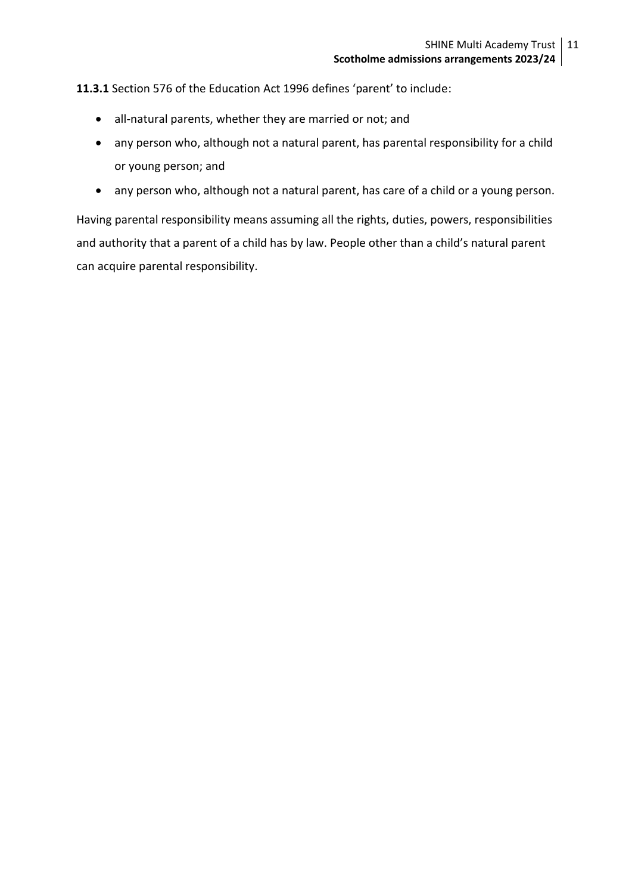**11.3.1** Section 576 of the Education Act 1996 defines 'parent' to include:

- all-natural parents, whether they are married or not; and
- any person who, although not a natural parent, has parental responsibility for a child or young person; and
- any person who, although not a natural parent, has care of a child or a young person.

Having parental responsibility means assuming all the rights, duties, powers, responsibilities and authority that a parent of a child has by law. People other than a child's natural parent can acquire parental responsibility.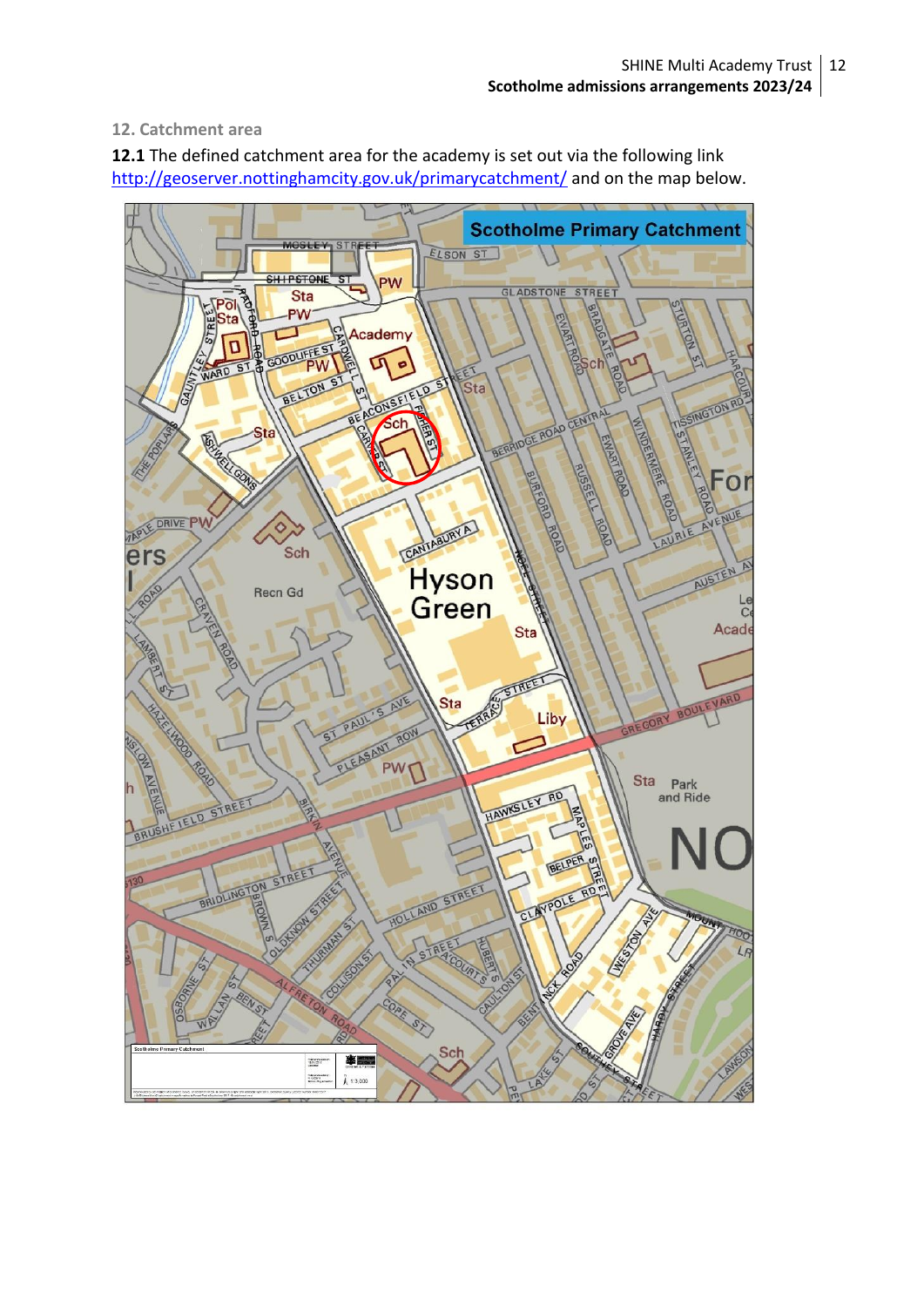## 12. Catchment area

**12.1** The defined catchment area for the academy is set out via the following link http://geoserver.nottinghamcity.gov.uk/primarycatchment/ and on the map below.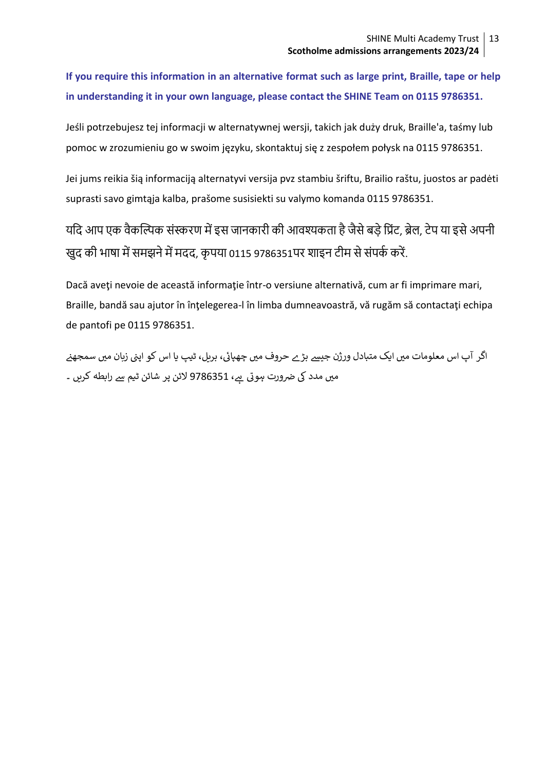**If you require this information in an alternative format such as large print, Braille, tape or help in understanding it in your own language, please contact the SHINE Team on 0115 9786351.**

Jeśli potrzebujesz tej informacji w alternatywnej wersji, takich jak duży druk, Braille'a, taśmy lub pomoc w zrozumieniu go w swoim języku, skontaktuj się z zespołem połysk na 0115 9786351.

Jei jums reikia šią informaciją alternatyvi versija pvz stambiu šriftu, Brailio raštu, juostos ar padėti suprasti savo gimtąja kalba, prašome susisiekti su valymo komanda 0115 9786351.

यदि आप एक वैकल्पिक संस्करण में इस जानकारी की आवश्यकता है जैसे बड़े प्रिंट, ब्रेल, टेप या इसे अपनी खुद की भाषा में समझने में मदद, कृपया 0115 9786351पर शाइन टीम से संपर्क करें.

Dacă aveţi nevoie de această informaţie într-o versiune alternativă, cum ar fi imprimare mari, Braille, bandă sau ajutor în înţelegerea-l în limba dumneavoastră, vă rugăm să contactaţi echipa de pantofi pe 0115 9786351.

اگر آپ اس معلومات میں ایک متبادل ورژن جیسے بڑے حروف میں چھپائی، بریل، ٹیپ یا اس کو اپنی زبان میں سمجھنے میں مدد کی ضرورت ہوتی ہے، 9786351 لائن پر شائن ٹیم سے رابطہ کریں ۔